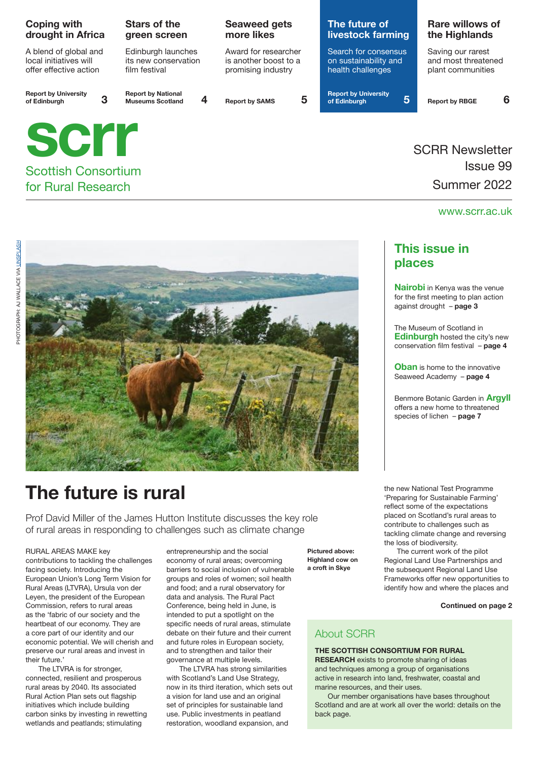**Coping with drought in Africa**

A blend of global and local initiatives will offer effective action

Report by University of Edinburgh 3

**Stars of the green screen**

Edinburgh launches its new conservation film festival

Report by National Museums Scotland 4

**Seaweed gets more likes**

Award for researcher is another boost to a promising industry

Report by SAMS 5

**The future of livestock farming**

Search for consensus on sustainability and health challenges

Report by University of Edinburgh 5

**Rare willows of the Highlands**

Saving our rarest and most threatened plant communities

Report by RBGE 6

# scrr

Scottish Consortium for Rural Research

SCRR Newsletter
Issue 99
Summer 2022

www.scrr.ac.uk

PHOTOGRAPH: AJ WALLACE VIA UNSPLASH

## This issue in places

**Nairobi** in Kenya was the venue for the first meeting to plan action against drought – **page 3**

The Museum of Scotland in **Edinburgh** hosted the city's new conservation film festival – **page 4**

**Oban** is home to the innovative Seaweed Academy – **page 4**

Benmore Botanic Garden in **Argyll** offers a new home to threatened species of lichen – **page 7**

# The future is rural

Prof David Miller of the James Hutton Institute discusses the key role of rural areas in responding to challenges such as climate change

RURAL AREAS MAKE key contributions to tackling the challenges facing society. Introducing the European Union's Long Term Vision for Rural Areas (LTVRA), Ursula von der Leyen, the president of the European Commission, refers to rural areas as the 'fabric of our society and the heartbeat of our economy. They are a core part of our identity and our economic potential. We will cherish and preserve our rural areas and invest in their future.'

The LTVRA is for stronger, connected, resilient and prosperous rural areas by 2040. Its associated Rural Action Plan sets out flagship initiatives which include building carbon sinks by investing in rewetting wetlands and peatlands; stimulating entrepreneurship and the social economy of rural areas; overcoming barriers to social inclusion of vulnerable groups and roles of women; soil health and food; and a rural observatory for data and analysis. The Rural Pact Conference, being held in June, is intended to put a spotlight on the specific needs of rural areas, stimulate debate on their future and their current and future roles in European society, and to strengthen and tailor their governance at multiple levels.

The LTVRA has strong similarities with Scotland's Land Use Strategy, now in its third iteration, which sets out a vision for land use and an original set of principles for sustainable land use. Public investments in peatland restoration, woodland expansion, and the new National Test Programme 'Preparing for Sustainable Farming' reflect some of the expectations placed on Scotland's rural areas to contribute to challenges such as tackling climate change and reversing the loss of biodiversity.

The current work of the pilot Regional Land Use Partnerships and the subsequent Regional Land Use Frameworks offer new opportunities to identify how and where the places and

**Continued on page 2**

**Pictured above: Highland cow on a croft in Skye**

## About SCRR

**THE SCOTTISH CONSORTIUM FOR RURAL RESEARCH** exists to promote sharing of ideas and techniques among a group of organisations active in research into land, freshwater, coastal and marine resources, and their uses.

Our member organisations have bases throughout Scotland and are at work all over the world: details on the back page.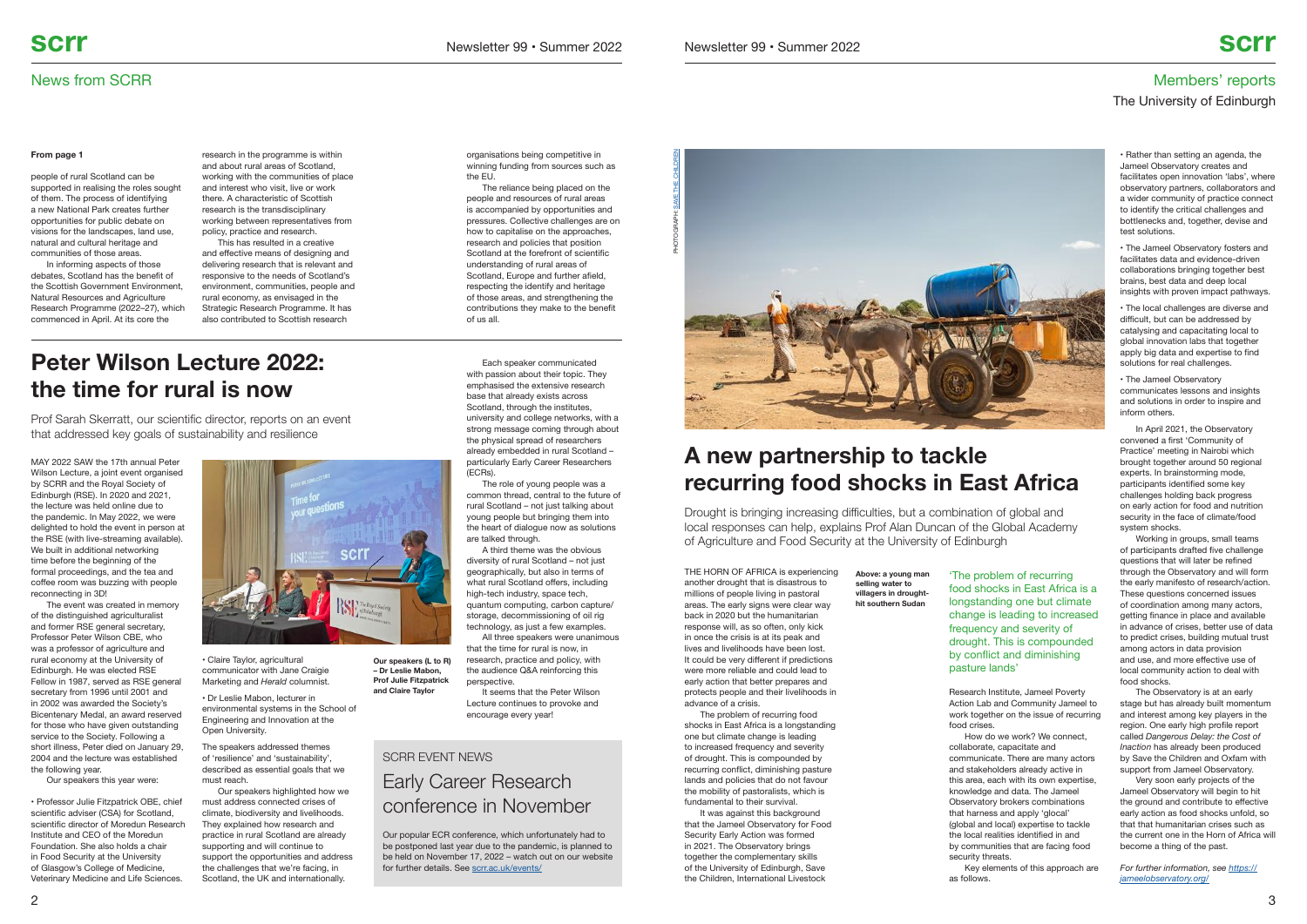## News from SCRR

**From page 1**

people of rural Scotland can be supported in realising the roles sought of them. The process of identifying a new National Park creates further opportunities for public debate on visions for the landscapes, land use, natural and cultural heritage and communities of those areas.

In informing aspects of those debates, Scotland has the benefit of the Scottish Government Environment, Natural Resources and Agriculture Research Programme (2022–27), which commenced in April. At its core the research in the programme is within and about rural areas of Scotland, working with the communities of place and interest who visit, live or work there. A characteristic of Scottish research is the transdisciplinary working between representatives from policy, practice and research.

This has resulted in a creative and effective means of designing and delivering research that is relevant and responsive to the needs of Scotland's environment, communities, people and rural economy, as envisaged in the Strategic Research Programme. It has also contributed to Scottish research organisations being competitive in winning funding from sources such as the EU.

The reliance being placed on the people and resources of rural areas is accompanied by opportunities and pressures. Collective challenges are on how to capitalise on the approaches, research and policies that position Scotland at the forefront of scientific understanding of rural areas of Scotland, Europe and further afield, respecting the identify and heritage of those areas, and strengthening the contributions they make to the benefit of us all.

# Peter Wilson Lecture 2022: the time for rural is now

Prof Sarah Skerratt, our scientific director, reports on an event that addressed key goals of sustainability and resilience

MAY 2022 SAW the 17th annual Peter Wilson Lecture, a joint event organised by SCRR and the Royal Society of Edinburgh (RSE). In 2020 and 2021, the lecture was held online due to the pandemic. In May 2022, we were delighted to hold the event in person at the RSE (with live-streaming available). We built in additional networking time before the beginning of the formal proceedings, and the tea and coffee room was buzzing with people reconnecting in 3D!

The event was created in memory of the distinguished agriculturalist and former RSE general secretary, Professor Peter Wilson CBE, who was a professor of agriculture and rural economy at the University of Edinburgh. He was elected RSE Fellow in 1987, served as RSE general secretary from 1996 until 2001 and in 2002 was awarded the Society's Bicentenary Medal, an award reserved for those who have given outstanding service to the Society. Following a short illness, Peter died on January 29, 2004 and the lecture was established the following year.

Our speakers this year were:

- Professor Julie Fitzpatrick OBE, chief scientific adviser (CSA) for Scotland, scientific director of Moredun Research Institute and CEO of the Moredun Foundation. She also holds a chair in Food Security at the University of Glasgow's College of Medicine, Veterinary Medicine and Life Sciences.
- Claire Taylor, agricultural communicator with Jane Craigie Marketing and *Herald* columnist.
- Dr Leslie Mabon, lecturer in environmental systems in the School of Engineering and Innovation at the Open University.

**Our speakers (L to R) – Dr Leslie Mabon, Prof Julie Fitzpatrick and Claire Taylor**

The speakers addressed themes of 'resilience' and 'sustainability', described as essential goals that we must reach.

Our speakers highlighted how we must address connected crises of climate, biodiversity and livelihoods. They explained how research and practice in rural Scotland are already supporting and will continue to support the opportunities and address the challenges that we're facing, in Scotland, the UK and internationally.

Each speaker communicated with passion about their topic. They emphasised the extensive research base that already exists across Scotland, through the institutes, university and college networks, with a strong message coming through about the physical spread of researchers already embedded in rural Scotland – particularly Early Career Researchers (ECRs).

The role of young people was a common thread, central to the future of rural Scotland – not just talking about young people but bringing them into the heart of dialogue now as solutions are talked through.

A third theme was the obvious diversity of rural Scotland – not just geographically, but also in terms of what rural Scotland offers, including high-tech industry, space tech, quantum computing, carbon capture/storage, decommissioning of oil rig technology, as just a few examples.

All three speakers were unanimous that the time for rural is now, in research, practice and policy, with the audience Q&A reinforcing this perspective.

It seems that the Peter Wilson Lecture continues to provoke and encourage every year!

### SCRR EVENT NEWS

## Early Career Research conference in November

Our popular ECR conference, which unfortunately had to be postponed last year due to the pandemic, is planned to be held on November 17, 2022 – watch out on our website for further details. See scrr.ac.uk/events/

## Members' reports

### The University of Edinburgh

PHOTOGRAPH: SAVE THE CHILDREN

**Above: a young man selling water to villagers in drought-hit southern Sudan**

# A new partnership to tackle recurring food shocks in East Africa

Drought is bringing increasing difficulties, but a combination of global and local responses can help, explains Prof Alan Duncan of the Global Academy of Agriculture and Food Security at the University of Edinburgh

THE HORN OF AFRICA is experiencing another drought that is disastrous to millions of people living in pastoral areas. The early signs were clear way back in 2020 but the humanitarian response will, as so often, only kick in once the crisis is at its peak and lives and livelihoods have been lost. It could be very different if predictions were more reliable and could lead to early action that better prepares and protects people and their livelihoods in advance of a crisis.

The problem of recurring food shocks in East Africa is a longstanding one but climate change is leading to increased frequency and severity of drought. This is compounded by recurring conflict, diminishing pasture lands and policies that do not favour the mobility of pastoralists, which is fundamental to their survival.

It was against this background that the Jameel Observatory for Food Security Early Action was formed in 2021. The Observatory brings together the complementary skills of the University of Edinburgh, Save the Children, International Livestock Research Institute, Jameel Poverty Action Lab and Community Jameel to work together on the issue of recurring food crises.

> 'The problem of recurring food shocks in East Africa is a longstanding one but climate change is leading to increased frequency and severity of drought. This is compounded by conflict and diminishing pasture lands'

How do we work? We connect, collaborate, capacitate and communicate. There are many actors and stakeholders already active in this area, each with its own expertise, knowledge and data. The Jameel Observatory brokers combinations that harness and apply 'glocal' (global and local) expertise to tackle the local realities identified in and by communities that are facing food security threats.

Key elements of this approach are as follows.

- Rather than setting an agenda, the Jameel Observatory creates and facilitates open innovation 'labs', where observatory partners, collaborators and a wider community of practice connect to identify the critical challenges and bottlenecks and, together, devise and test solutions.
- The Jameel Observatory fosters and facilitates data and evidence-driven collaborations bringing together best brains, best data and deep local insights with proven impact pathways.
- The local challenges are diverse and difficult, but can be addressed by catalysing and capacitating local to global innovation labs that together apply big data and expertise to find solutions for real challenges.
- The Jameel Observatory communicates lessons and insights and solutions in order to inspire and inform others.

In April 2021, the Observatory convened a first 'Community of Practice' meeting in Nairobi which brought together around 50 regional experts. In brainstorming mode, participants identified some key challenges holding back progress on early action for food and nutrition security in the face of climate/food system shocks.

Working in groups, small teams of participants drafted five challenge questions that will later be refined through the Observatory and will form the early manifesto of research/action. These questions concerned issues of coordination among many actors, getting finance in place and available in advance of crises, better use of data to predict crises, building mutual trust among actors in data provision and use, and more effective use of local community action to deal with food shocks.

The Observatory is at an early stage but has already built momentum and interest among key players in the region. One early high profile report called *Dangerous Delay: the Cost of Inaction* has already been produced by Save the Children and Oxfam with support from Jameel Observatory.

Very soon early projects of the Jameel Observatory will begin to hit the ground and contribute to effective early action as food shocks unfold, so that that humanitarian crises such as the current one in the Horn of Africa will become a thing of the past.

*For further information, see https://jameelobservatory.org/*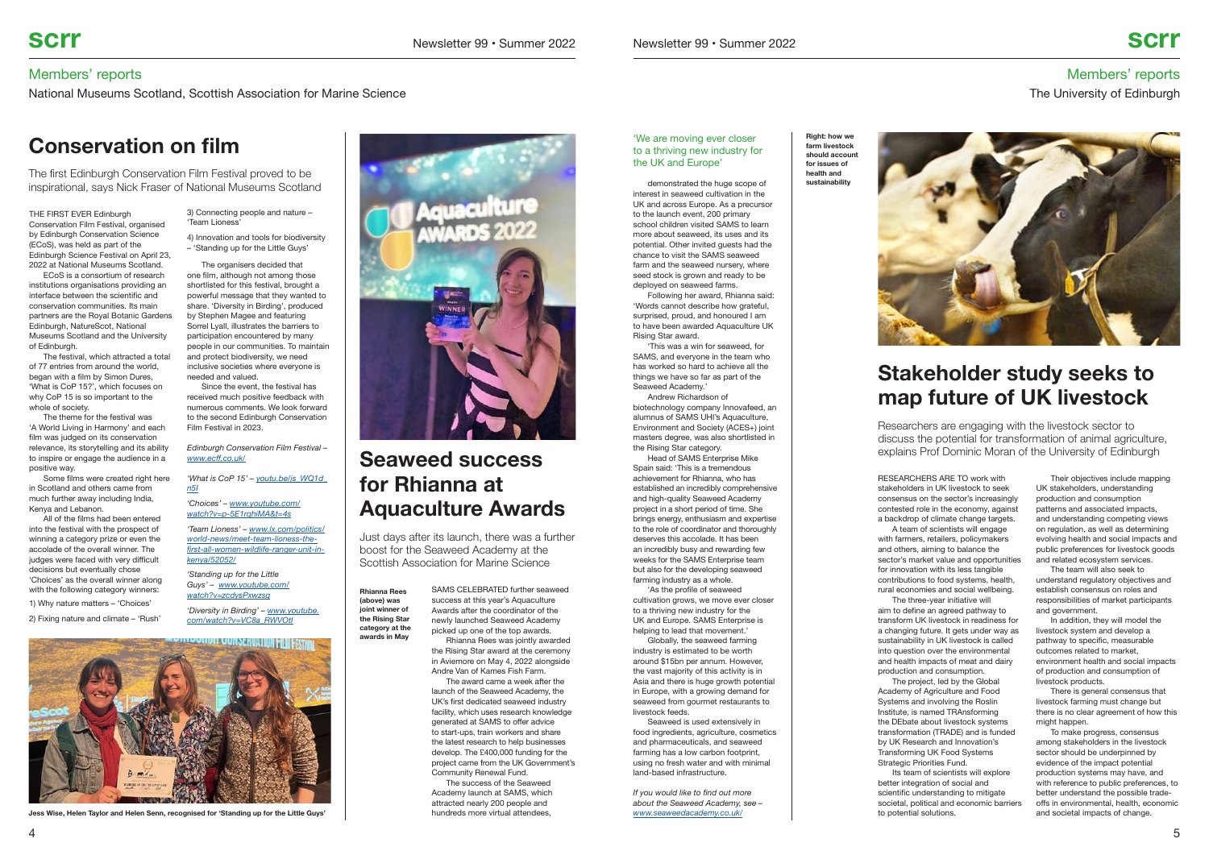Members' reports

National Museums Scotland, Scottish Association for Marine Science

# Conservation on film

The first Edinburgh Conservation Film Festival proved to be inspirational, says Nick Fraser of National Museums Scotland

THE FIRST EVER Edinburgh Conservation Film Festival, organised by Edinburgh Conservation Science (ECoS), was held as part of the Edinburgh Science Festival on April 23, 2022 at National Museums Scotland.

ECoS is a consortium of research institutions organisations providing an interface between the scientific and conservation communities. Its main partners are the Royal Botanic Gardens Edinburgh, NatureScot, National Museums Scotland and the University of Edinburgh.

The festival, which attracted a total of 77 entries from around the world, began with a film by Simon Dures, 'What is CoP 15?', which focuses on why CoP 15 is so important to the whole of society.

The theme for the festival was 'A World Living in Harmony' and each film was judged on its conservation relevance, its storytelling and its ability to inspire or engage the audience in a positive way.

Some films were created right here in Scotland and others came from much further away including India, Kenya and Lebanon.

All of the films had been entered into the festival with the prospect of winning a category prize or even the accolade of the overall winner. The judges were faced with very difficult decisions but eventually chose 'Choices' as the overall winner along with the following category winners:

1) Why nature matters – 'Choices'

2) Fixing nature and climate – 'Rush'

3) Connecting people and nature – 'Team Lioness'

4) Innovation and tools for biodiversity – 'Standing up for the Little Guys'

The organisers decided that one film, although not among those shortlisted for this festival, brought a powerful message that they wanted to share. 'Diversity in Birding', produced by Stephen Magee and featuring Sorrel Lyall, illustrates the barriers to participation encountered by many people in our communities. To maintain and protect biodiversity, we need inclusive societies where everyone is needed and valued.

Since the event, the festival has received much positive feedback with numerous comments. We look forward to the second Edinburgh Conservation Film Festival in 2023.

*Edinburgh Conservation Film Festival* – www.ecff.co.uk/

*'What is CoP 15'* – youtu.be/js_WQ1d_n5I

*'Choices'* – www.youtube.com/watch?v=p-5E1rqhiMA&t=4s

*'Team Lioness'* – www.lx.com/politics/world-news/meet-team-lioness-the-first-all-women-wildlife-ranger-unit-in-kenya/52052/

*'Standing up for the Little Guys'* – www.youtube.com/watch?v=zcdysPxwzsq

*'Diversity in Birding'* – www.youtube.com/watch?v=VC8a_RWVOtI

**Jess Wise, Helen Taylor and Helen Senn, recognised for 'Standing up for the Little Guys'**

# Seaweed success for Rhianna at Aquaculture Awards

Just days after its launch, there was a further boost for the Seaweed Academy at the Scottish Association for Marine Science

**Rhianna Rees (above) was joint winner of the Rising Star category at the awards in May**

SAMS CELEBRATED further seaweed success at this year's Aquaculture Awards after the coordinator of the newly launched Seaweed Academy picked up one of the top awards.

Rhianna Rees was jointly awarded the Rising Star award at the ceremony in Aviemore on May 4, 2022 alongside Andre Van of Kames Fish Farm.

The award came a week after the launch of the Seaweed Academy, the UK's first dedicated seaweed industry facility, which uses research knowledge generated at SAMS to offer advice to start-ups, train workers and share the latest research to help businesses develop. The £400,000 funding for the project came from the UK Government's Community Renewal Fund.

The success of the Seaweed Academy launch at SAMS, which attracted nearly 200 people and hundreds more virtual attendees, demonstrated the huge scope of interest in seaweed cultivation in the UK and across Europe. As a precursor to the launch event, 200 primary school children visited SAMS to learn more about seaweed, its uses and its potential. Other invited guests had the chance to visit the SAMS seaweed farm and the seaweed nursery, where seed stock is grown and ready to be deployed on seaweed farms.

'We are moving ever closer to a thriving new industry for the UK and Europe'

Following her award, Rhianna said: 'Words cannot describe how grateful, surprised, proud, and honoured I am to have been awarded Aquaculture UK Rising Star award.

'This was a win for seaweed, for SAMS, and everyone in the team who has worked so hard to achieve all the things we have so far as part of the Seaweed Academy.'

Andrew Richardson of biotechnology company Innovafeed, an alumnus of SAMS UHI's Aquaculture, Environment and Society (ACES+) joint masters degree, was also shortlisted in the Rising Star category.

Head of SAMS Enterprise Mike Spain said: 'This is a tremendous achievement for Rhianna, who has established an incredibly comprehensive and high-quality Seaweed Academy project in a short period of time. She brings energy, enthusiasm and expertise to the role of coordinator and thoroughly deserves this accolade. It has been an incredibly busy and rewarding few weeks for the SAMS Enterprise team but also for the developing seaweed farming industry as a whole.

'As the profile of seaweed cultivation grows, we move ever closer to a thriving new industry for the UK and Europe. SAMS Enterprise is helping to lead that movement.'

Globally, the seaweed farming industry is estimated to be worth around $15bn per annum. However, the vast majority of this activity is in Asia and there is huge growth potential in Europe, with a growing demand for seaweed from gourmet restaurants to livestock feeds.

Seaweed is used extensively in food ingredients, agriculture, cosmetics and pharmaceuticals, and seaweed farming has a low carbon footprint, using no fresh water and with minimal land-based infrastructure.

*If you would like to find out more about the Seaweed Academy, see* – www.seaweedacademy.co.uk/

Members' reports

The University of Edinburgh

**Right: how we farm livestock should account for issues of health and sustainability**

# Stakeholder study seeks to map future of UK livestock

Researchers are engaging with the livestock sector to discuss the potential for transformation of animal agriculture, explains Prof Dominic Moran of the University of Edinburgh

RESEARCHERS ARE TO work with stakeholders in UK livestock to seek consensus on the sector's increasingly contested role in the economy, against a backdrop of climate change targets.

A team of scientists will engage with farmers, retailers, policymakers and others, aiming to balance the sector's market value and opportunities for innovation with its less tangible contributions to food systems, health, rural economies and social wellbeing.

The three-year initiative will aim to define an agreed pathway to transform UK livestock in readiness for a changing future. It gets under way as sustainability in UK livestock is called into question over the environmental and health impacts of meat and dairy production and consumption.

The project, led by the Global Academy of Agriculture and Food Systems and involving the Roslin Institute, is named TRAnsforming the DEbate about livestock systems transformation (TRADE) and is funded by UK Research and Innovation's Transforming UK Food Systems Strategic Priorities Fund.

Its team of scientists will explore better integration of social and scientific understanding to mitigate societal, political and economic barriers to potential solutions.

Their objectives include mapping UK stakeholders, understanding production and consumption patterns and associated impacts, and understanding competing views on regulation, as well as determining evolving health and social impacts and public preferences for livestock goods and related ecosystem services.

The team will also seek to understand regulatory objectives and establish consensus on roles and responsibilities of market participants and government.

In addition, they will model the livestock system and develop a pathway to specific, measurable outcomes related to market, environment health and social impacts of production and consumption of livestock products.

There is general consensus that livestock farming must change but there is no clear agreement of how this might happen.

To make progress, consensus among stakeholders in the livestock sector should be underpinned by evidence of the impact potential production systems may have, and with reference to public preferences, to better understand the possible trade-offs in environmental, health, economic and societal impacts of change.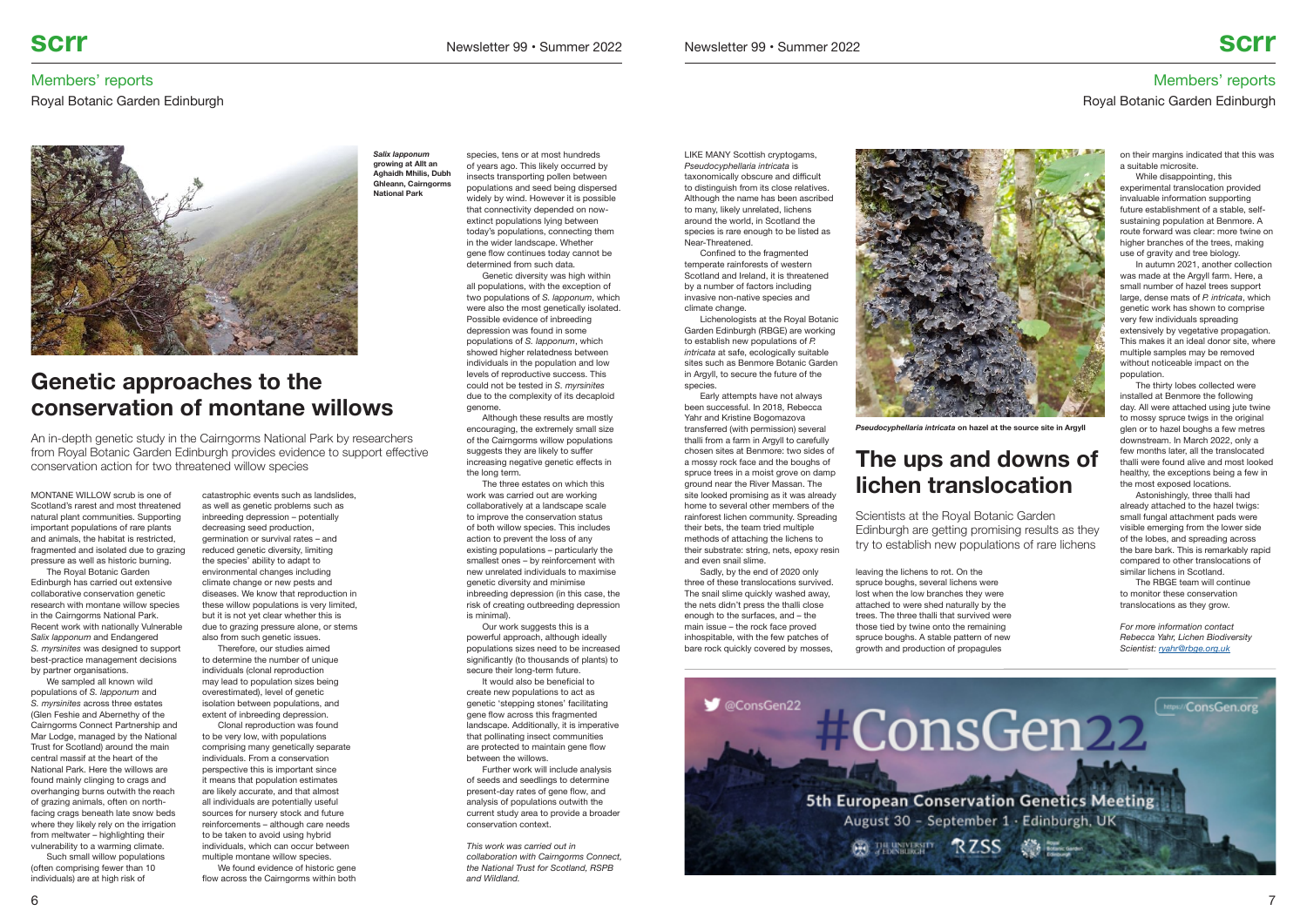## Members' reports

Royal Botanic Garden Edinburgh

***Salix lapponum* growing at Allt an Aghaidh Mhilis, Dubh Ghleann, Cairngorms National Park**

# Genetic approaches to the conservation of montane willows

An in-depth genetic study in the Cairngorms National Park by researchers from Royal Botanic Garden Edinburgh provides evidence to support effective conservation action for two threatened willow species

MONTANE WILLOW scrub is one of Scotland's rarest and most threatened natural plant communities. Supporting important populations of rare plants and animals, the habitat is restricted, fragmented and isolated due to grazing pressure as well as historic burning.

The Royal Botanic Garden Edinburgh has carried out extensive collaborative conservation genetic research with montane willow species in the Cairngorms National Park. Recent work with nationally Vulnerable *Salix lapponum* and Endangered *S. myrsinites* was designed to support best-practice management decisions by partner organisations.

We sampled all known wild populations of *S. lapponum* and *S. myrsinites* across three estates (Glen Feshie and Abernethy of the Cairngorms Connect Partnership and Mar Lodge, managed by the National Trust for Scotland) around the main central massif at the heart of the National Park. Here the willows are found mainly clinging to crags and overhanging burns outwith the reach of grazing animals, often on north-facing crags beneath late snow beds where they likely rely on the irrigation from meltwater – highlighting their vulnerability to a warming climate.

Such small willow populations (often comprising fewer than 10 individuals) are at high risk of catastrophic events such as landslides, as well as genetic problems such as inbreeding depression – potentially decreasing seed production, germination or survival rates – and reduced genetic diversity, limiting the species' ability to adapt to environmental changes including climate change or new pests and diseases. We know that reproduction in these willow populations is very limited, but it is not yet clear whether this is due to grazing pressure alone, or stems also from such genetic issues.

Therefore, our studies aimed to determine the number of unique individuals (clonal reproduction may lead to population sizes being overestimated), level of genetic isolation between populations, and extent of inbreeding depression.

Clonal reproduction was found to be very low, with populations comprising many genetically separate individuals. From a conservation perspective this is important since it means that population estimates are likely accurate, and that almost all individuals are potentially useful sources for nursery stock and future reinforcements – although care needs to be taken to avoid using hybrid individuals, which can occur between multiple montane willow species.

We found evidence of historic gene flow across the Cairngorms within both species, tens or at most hundreds of years ago. This likely occurred by insects transporting pollen between populations and seed being dispersed widely by wind. However it is possible that connectivity depended on now-extinct populations lying between today's populations, connecting them in the wider landscape. Whether gene flow continues today cannot be determined from such data.

Genetic diversity was high within all populations, with the exception of two populations of *S. lapponum*, which were also the most genetically isolated. Possible evidence of inbreeding depression was found in some populations of *S. lapponum*, which showed higher relatedness between individuals in the population and low levels of reproductive success. This could not be tested in *S. myrsinites* due to the complexity of its decaploid genome.

Although these results are mostly encouraging, the extremely small size of the Cairngorms willow populations suggests they are likely to suffer increasing negative genetic effects in the long term.

The three estates on which this work was carried out are working collaboratively at a landscape scale to improve the conservation status of both willow species. This includes action to prevent the loss of any existing populations – particularly the smallest ones – by reinforcement with new unrelated individuals to maximise genetic diversity and minimise inbreeding depression (in this case, the risk of creating outbreeding depression is minimal).

Our work suggests this is a powerful approach, although ideally populations sizes need to be increased significantly (to thousands of plants) to secure their long-term future.

It would also be beneficial to create new populations to act as genetic 'stepping stones' facilitating gene flow across this fragmented landscape. Additionally, it is imperative that pollinating insect communities are protected to maintain gene flow between the willows.

Further work will include analysis of seeds and seedlings to determine present-day rates of gene flow, and analysis of populations outwith the current study area to provide a broader conservation context.

*This work was carried out in collaboration with Cairngorms Connect, the National Trust for Scotland, RSPB and Wildland.*

## Members' reports

Royal Botanic Garden Edinburgh

LIKE MANY Scottish cryptogams, *Pseudocyphellaria intricata* is taxonomically obscure and difficult to distinguish from its close relatives. Although the name has been ascribed to many, likely unrelated, lichens around the world, in Scotland the species is rare enough to be listed as Near-Threatened.

Confined to the fragmented temperate rainforests of western Scotland and Ireland, it is threatened by a number of factors including invasive non-native species and climate change.

Lichenologists at the Royal Botanic Garden Edinburgh (RBGE) are working to establish new populations of *P. intricata* at safe, ecologically suitable sites such as Benmore Botanic Garden in Argyll, to secure the future of the species.

Early attempts have not always been successful. In 2018, Rebecca Yahr and Kristine Bogomazova transferred (with permission) several thalli from a farm in Argyll to carefully chosen sites at Benmore: two sides of a mossy rock face and the boughs of spruce trees in a moist grove on damp ground near the River Massan. The site looked promising as it was already home to several other members of the rainforest lichen community. Spreading their bets, the team tried multiple methods of attaching the lichens to their substrate: string, nets, epoxy resin and even snail slime.

Sadly, by the end of 2020 only three of these translocations survived. The snail slime quickly washed away, the nets didn't press the thalli close enough to the surfaces, and – the main issue – the rock face proved inhospitable, with the few patches of bare rock quickly covered by mosses, leaving the lichens to rot. On the spruce boughs, several lichens were lost when the low branches they were attached to were shed naturally by the trees. The three thalli that survived were those tied by twine onto the remaining spruce boughs. A stable pattern of new growth and production of propagules on their margins indicated that this was a suitable microsite.

***Pseudocyphellaria intricata* on hazel at the source site in Argyll**

# The ups and downs of lichen translocation

Scientists at the Royal Botanic Garden Edinburgh are getting promising results as they try to establish new populations of rare lichens

While disappointing, this experimental translocation provided invaluable information supporting future establishment of a stable, self-sustaining population at Benmore. A route forward was clear: more twine on higher branches of the trees, making use of geography and tree biology.

In autumn 2021, another collection was made at the Argyll farm. Here, a small number of hazel trees support large, dense mats of *P. intricata*, which genetic work has shown to comprise very few individuals spreading extensively by vegetative propagation. This makes it an ideal donor site, where multiple samples may be removed without noticeable impact on the population.

The thirty lobes collected were installed at Benmore the following day. All were attached using jute twine to mossy spruce twigs in the original glen or to hazel boughs a few metres downstream. In March 2022, only a few months later, all the translocated thalli were found alive and most looked healthy, the exceptions being a few in the most exposed locations.

Astonishingly, three thalli had already attached to the hazel twigs: small fungal attachment pads were visible emerging from the lower side of the lobes, and spreading across the bare bark. This is remarkably rapid compared to other translocations of similar lichens in Scotland.

The RBGE team will continue to monitor these conservation translocations as they grow.

*For more information contact Rebecca Yahr, Lichen Biodiversity Scientist: ryahr@rbge.org.uk*

@ConsGen22

#ConsGen22

https://ConsGen.org

5th European Conservation Genetics Meeting

August 30 – September 1 · Edinburgh, UK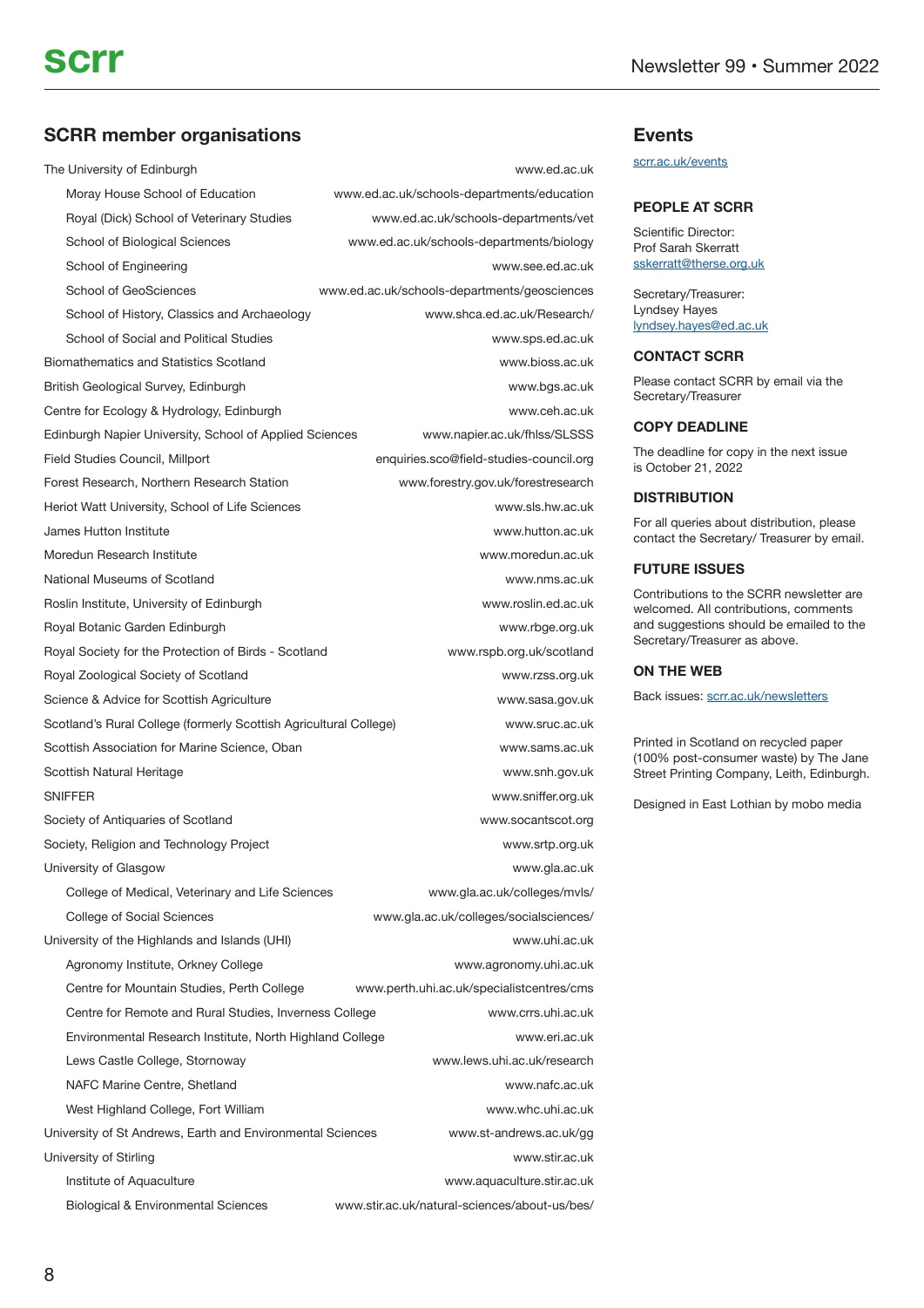## SCRR member organisations

| | |
|---|---|
| The University of Edinburgh | www.ed.ac.uk |
| Moray House School of Education | www.ed.ac.uk/schools-departments/education |
| Royal (Dick) School of Veterinary Studies | www.ed.ac.uk/schools-departments/vet |
| School of Biological Sciences | www.ed.ac.uk/schools-departments/biology |
| School of Engineering | www.see.ed.ac.uk |
| School of GeoSciences | www.ed.ac.uk/schools-departments/geosciences |
| School of History, Classics and Archaeology | www.shca.ed.ac.uk/Research/ |
| School of Social and Political Studies | www.sps.ed.ac.uk |
| Biomathematics and Statistics Scotland | www.bioss.ac.uk |
| British Geological Survey, Edinburgh | www.bgs.ac.uk |
| Centre for Ecology & Hydrology, Edinburgh | www.ceh.ac.uk |
| Edinburgh Napier University, School of Applied Sciences | www.napier.ac.uk/fhlss/SLSSS |
| Field Studies Council, Millport | enquiries.sco@field-studies-council.org |
| Forest Research, Northern Research Station | www.forestry.gov.uk/forestresearch |
| Heriot Watt University, School of Life Sciences | www.sls.hw.ac.uk |
| James Hutton Institute | www.hutton.ac.uk |
| Moredun Research Institute | www.moredun.ac.uk |
| National Museums of Scotland | www.nms.ac.uk |
| Roslin Institute, University of Edinburgh | www.roslin.ed.ac.uk |
| Royal Botanic Garden Edinburgh | www.rbge.org.uk |
| Royal Society for the Protection of Birds - Scotland | www.rspb.org.uk/scotland |
| Royal Zoological Society of Scotland | www.rzss.org.uk |
| Science & Advice for Scottish Agriculture | www.sasa.gov.uk |
| Scotland's Rural College (formerly Scottish Agricultural College) | www.sruc.ac.uk |
| Scottish Association for Marine Science, Oban | www.sams.ac.uk |
| Scottish Natural Heritage | www.snh.gov.uk |
| SNIFFER | www.sniffer.org.uk |
| Society of Antiquaries of Scotland | www.socantscot.org |
| Society, Religion and Technology Project | www.srtp.org.uk |
| University of Glasgow | www.gla.ac.uk |
| College of Medical, Veterinary and Life Sciences | www.gla.ac.uk/colleges/mvls/ |
| College of Social Sciences | www.gla.ac.uk/colleges/socialsciences/ |
| University of the Highlands and Islands (UHI) | www.uhi.ac.uk |
| Agronomy Institute, Orkney College | www.agronomy.uhi.ac.uk |
| Centre for Mountain Studies, Perth College | www.perth.uhi.ac.uk/specialistcentres/cms |
| Centre for Remote and Rural Studies, Inverness College | www.crrs.uhi.ac.uk |
| Environmental Research Institute, North Highland College | www.eri.ac.uk |
| Lews Castle College, Stornoway | www.lews.uhi.ac.uk/research |
| NAFC Marine Centre, Shetland | www.nafc.ac.uk |
| West Highland College, Fort William | www.whc.uhi.ac.uk |
| University of St Andrews, Earth and Environmental Sciences | www.st-andrews.ac.uk/gg |
| University of Stirling | www.stir.ac.uk |
| Institute of Aquaculture | www.aquaculture.stir.ac.uk |
| Biological & Environmental Sciences | www.stir.ac.uk/natural-sciences/about-us/bes/ |

## Events

scrr.ac.uk/events

### PEOPLE AT SCRR

Scientific Director:
Prof Sarah Skerratt
sskerratt@therse.org.uk

Secretary/Treasurer:
Lyndsey Hayes
lyndsey.hayes@ed.ac.uk

### CONTACT SCRR

Please contact SCRR by email via the Secretary/Treasurer

### COPY DEADLINE

The deadline for copy in the next issue is October 21, 2022

### DISTRIBUTION

For all queries about distribution, please contact the Secretary/ Treasurer by email.

### FUTURE ISSUES

Contributions to the SCRR newsletter are welcomed. All contributions, comments and suggestions should be emailed to the Secretary/Treasurer as above.

### ON THE WEB

Back issues: scrr.ac.uk/newsletters

Printed in Scotland on recycled paper (100% post-consumer waste) by The Jane Street Printing Company, Leith, Edinburgh.

Designed in East Lothian by mobo media